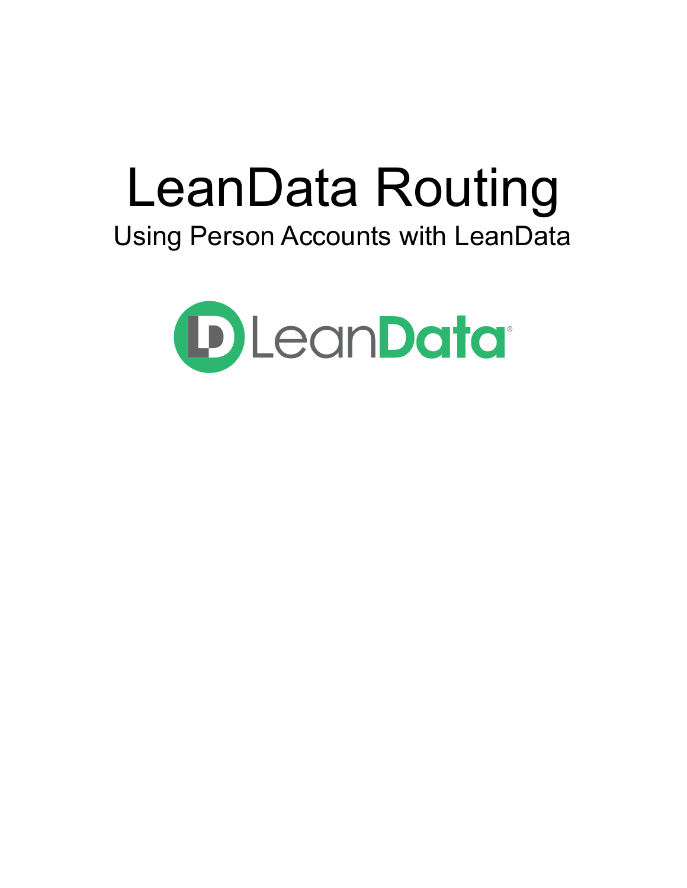# LeanData Routing

## Using Person Accounts with LeanData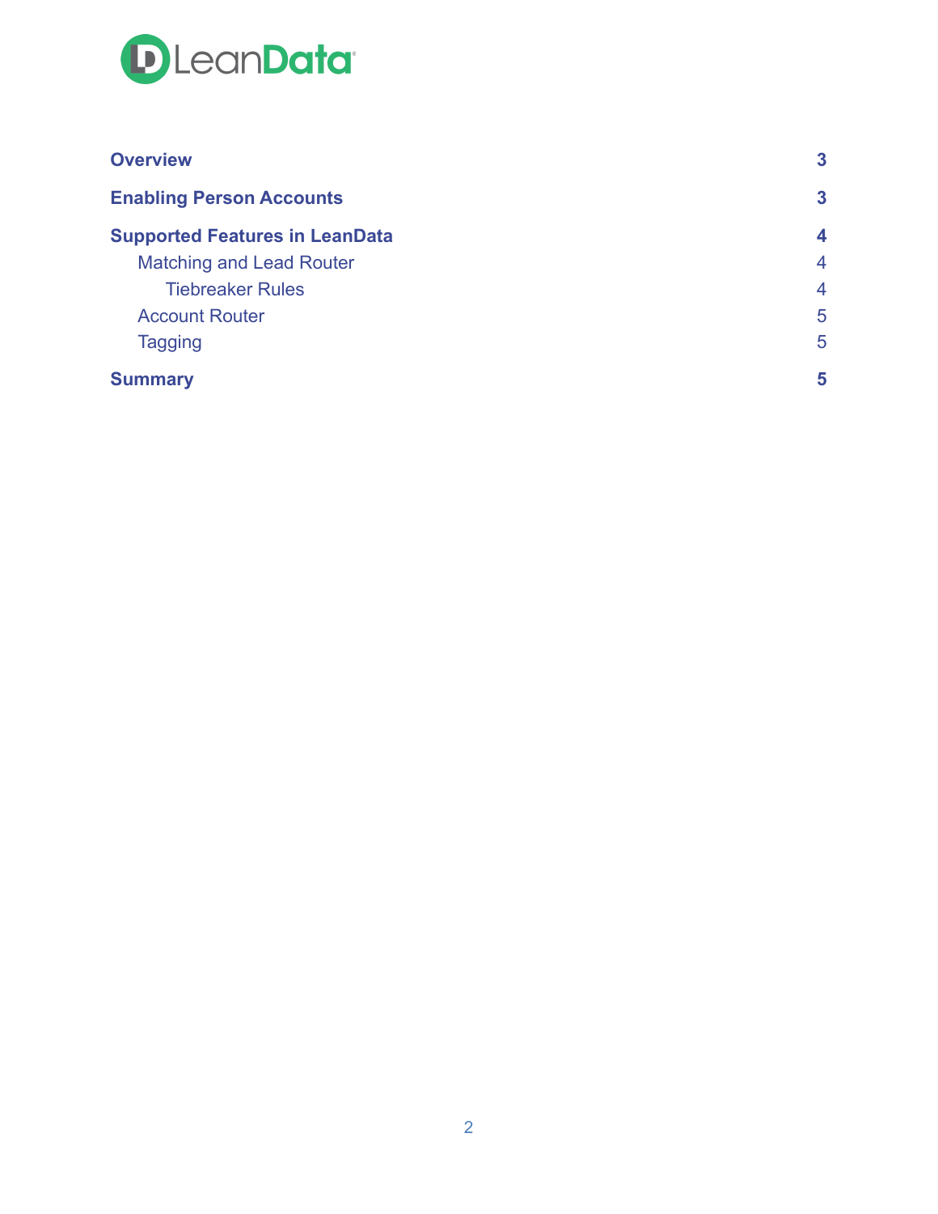**Overview** 3

**Enabling Person Accounts** 3

**Supported Features in LeanData** 4

- Matching and Lead Router 4
  - Tiebreaker Rules 4
- Account Router 5
- Tagging 5

**Summary** 5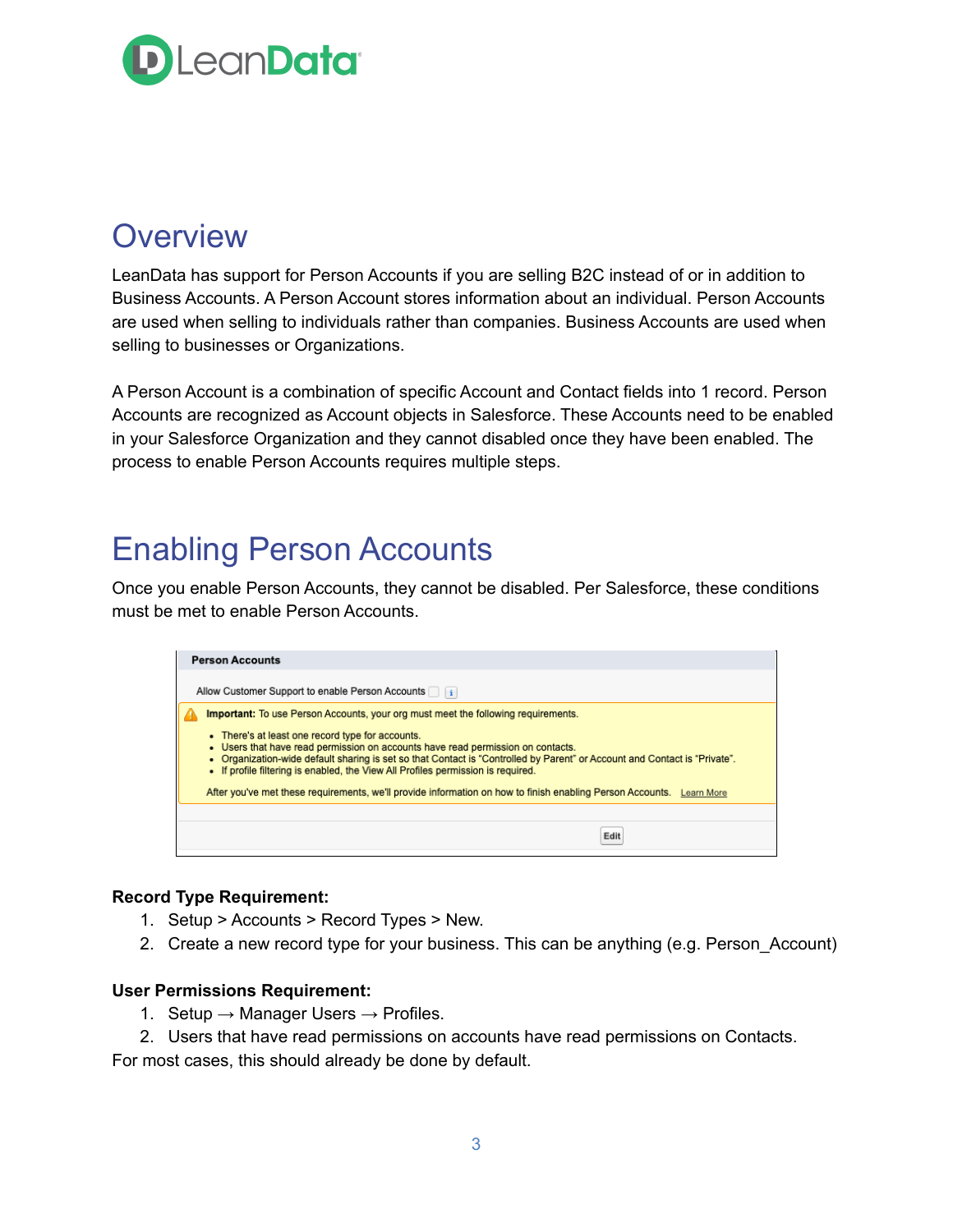# Overview

LeanData has support for Person Accounts if you are selling B2C instead of or in addition to Business Accounts. A Person Account stores information about an individual. Person Accounts are used when selling to individuals rather than companies. Business Accounts are used when selling to businesses or Organizations.

A Person Account is a combination of specific Account and Contact fields into 1 record. Person Accounts are recognized as Account objects in Salesforce. These Accounts need to be enabled in your Salesforce Organization and they cannot disabled once they have been enabled. The process to enable Person Accounts requires multiple steps.

# Enabling Person Accounts

Once you enable Person Accounts, they cannot be disabled. Per Salesforce, these conditions must be met to enable Person Accounts.

**Record Type Requirement:**

1. Setup > Accounts > Record Types > New.
2. Create a new record type for your business. This can be anything (e.g. Person_Account)

**User Permissions Requirement:**

1. Setup → Manager Users → Profiles.
2. Users that have read permissions on accounts have read permissions on Contacts.

For most cases, this should already be done by default.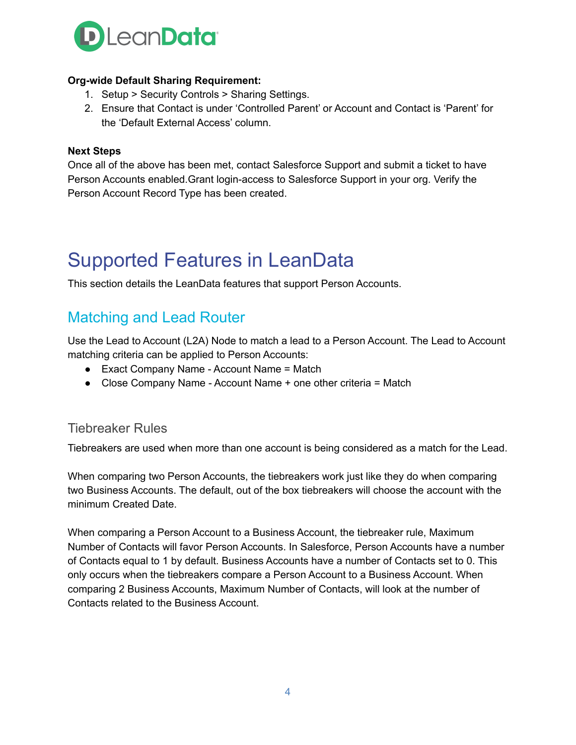**Org-wide Default Sharing Requirement:**

1. Setup > Security Controls > Sharing Settings.
2. Ensure that Contact is under 'Controlled Parent' or Account and Contact is 'Parent' for the 'Default External Access' column.

**Next Steps**

Once all of the above has been met, contact Salesforce Support and submit a ticket to have Person Accounts enabled.Grant login-access to Salesforce Support in your org. Verify the Person Account Record Type has been created.

# Supported Features in LeanData

This section details the LeanData features that support Person Accounts.

## Matching and Lead Router

Use the Lead to Account (L2A) Node to match a lead to a Person Account. The Lead to Account matching criteria can be applied to Person Accounts:

- Exact Company Name - Account Name = Match
- Close Company Name - Account Name + one other criteria = Match

### Tiebreaker Rules

Tiebreakers are used when more than one account is being considered as a match for the Lead.

When comparing two Person Accounts, the tiebreakers work just like they do when comparing two Business Accounts. The default, out of the box tiebreakers will choose the account with the minimum Created Date.

When comparing a Person Account to a Business Account, the tiebreaker rule, Maximum Number of Contacts will favor Person Accounts. In Salesforce, Person Accounts have a number of Contacts equal to 1 by default. Business Accounts have a number of Contacts set to 0. This only occurs when the tiebreakers compare a Person Account to a Business Account. When comparing 2 Business Accounts, Maximum Number of Contacts, will look at the number of Contacts related to the Business Account.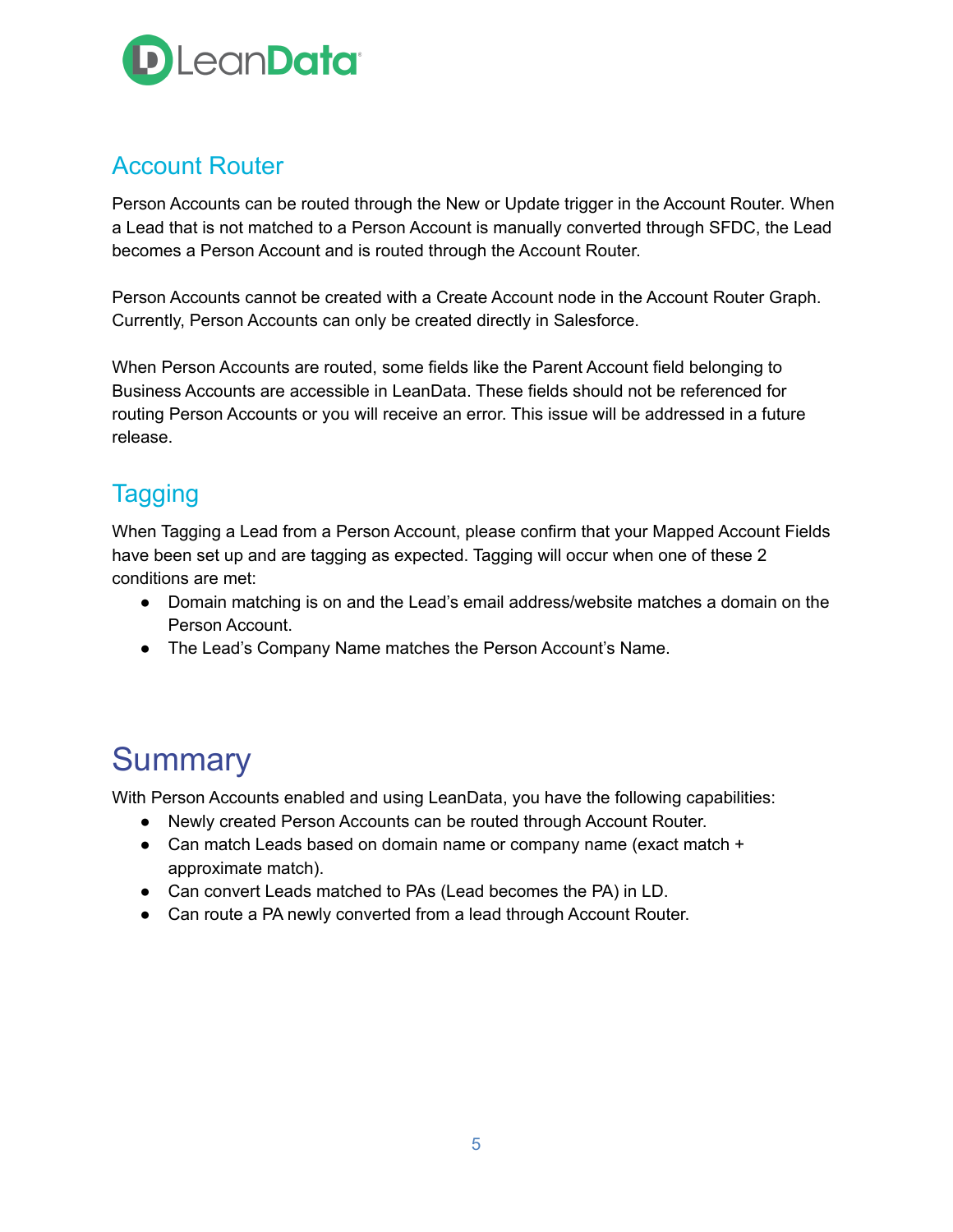## Account Router

Person Accounts can be routed through the New or Update trigger in the Account Router. When a Lead that is not matched to a Person Account is manually converted through SFDC, the Lead becomes a Person Account and is routed through the Account Router.

Person Accounts cannot be created with a Create Account node in the Account Router Graph. Currently, Person Accounts can only be created directly in Salesforce.

When Person Accounts are routed, some fields like the Parent Account field belonging to Business Accounts are accessible in LeanData. These fields should not be referenced for routing Person Accounts or you will receive an error. This issue will be addressed in a future release.

## Tagging

When Tagging a Lead from a Person Account, please confirm that your Mapped Account Fields have been set up and are tagging as expected. Tagging will occur when one of these 2 conditions are met:

- Domain matching is on and the Lead's email address/website matches a domain on the Person Account.
- The Lead's Company Name matches the Person Account's Name.

# Summary

With Person Accounts enabled and using LeanData, you have the following capabilities:

- Newly created Person Accounts can be routed through Account Router.
- Can match Leads based on domain name or company name (exact match + approximate match).
- Can convert Leads matched to PAs (Lead becomes the PA) in LD.
- Can route a PA newly converted from a lead through Account Router.